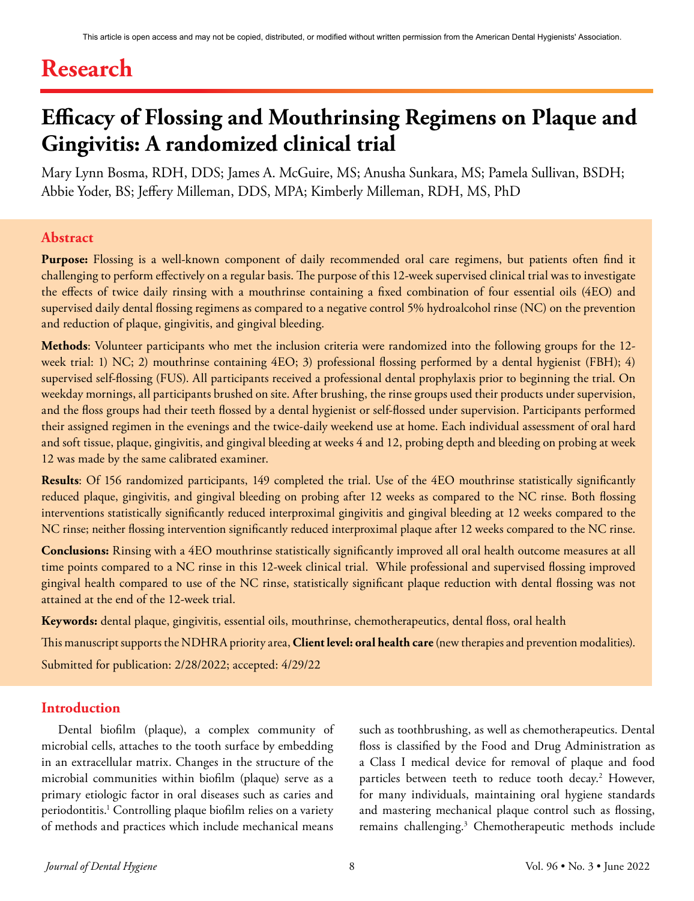This article is open access and may not be copied, distributed, or modified without written permission from the American Dental Hygienists' Association.

# Research

# Efficacy of Flossing and Mouthrinsing Regimens on Plaque and Gingivitis: A randomized clinical trial

Mary Lynn Bosma, RDH, DDS; James A. McGuire, MS; Anusha Sunkara, MS; Pamela Sullivan, BSDH; Abbie Yoder, BS; Jeffery Milleman, DDS, MPA; Kimberly Milleman, RDH, MS, PhD

## Abstract

**Purpose:** Flossing is a well-known component of daily recommended oral care regimens, but patients often find it challenging to perform effectively on a regular basis. The purpose of this 12-week supervised clinical trial was to investigate the effects of twice daily rinsing with a mouthrinse containing a fixed combination of four essential oils (4EO) and supervised daily dental flossing regimens as compared to a negative control 5% hydroalcohol rinse (NC) on the prevention and reduction of plaque, gingivitis, and gingival bleeding.

**Methods**: Volunteer participants who met the inclusion criteria were randomized into the following groups for the 12-week trial: 1) NC; 2) mouthrinse containing 4EO; 3) professional flossing performed by a dental hygienist (FBH); 4) supervised self-flossing (FUS). All participants received a professional dental prophylaxis prior to beginning the trial. On weekday mornings, all participants brushed on site. After brushing, the rinse groups used their products under supervision, and the floss groups had their teeth flossed by a dental hygienist or self-flossed under supervision. Participants performed their assigned regimen in the evenings and the twice-daily weekend use at home. Each individual assessment of oral hard and soft tissue, plaque, gingivitis, and gingival bleeding at weeks 4 and 12, probing depth and bleeding on probing at week 12 was made by the same calibrated examiner.

**Results**: Of 156 randomized participants, 149 completed the trial. Use of the 4EO mouthrinse statistically significantly reduced plaque, gingivitis, and gingival bleeding on probing after 12 weeks as compared to the NC rinse. Both flossing interventions statistically significantly reduced interproximal gingivitis and gingival bleeding at 12 weeks compared to the NC rinse; neither flossing intervention significantly reduced interproximal plaque after 12 weeks compared to the NC rinse.

**Conclusions:** Rinsing with a 4EO mouthrinse statistically significantly improved all oral health outcome measures at all time points compared to a NC rinse in this 12-week clinical trial. While professional and supervised flossing improved gingival health compared to use of the NC rinse, statistically significant plaque reduction with dental flossing was not attained at the end of the 12-week trial.

**Keywords:** dental plaque, gingivitis, essential oils, mouthrinse, chemotherapeutics, dental floss, oral health

This manuscript supports the NDHRA priority area, **Client level: oral health care** (new therapies and prevention modalities).

Submitted for publication: 2/28/2022; accepted: 4/29/22

## Introduction

Dental biofilm (plaque), a complex community of microbial cells, attaches to the tooth surface by embedding in an extracellular matrix. Changes in the structure of the microbial communities within biofilm (plaque) serve as a primary etiologic factor in oral diseases such as caries and periodontitis.[1] Controlling plaque biofilm relies on a variety of methods and practices which include mechanical means such as toothbrushing, as well as chemotherapeutics. Dental floss is classified by the Food and Drug Administration as a Class I medical device for removal of plaque and food particles between teeth to reduce tooth decay.[2] However, for many individuals, maintaining oral hygiene standards and mastering mechanical plaque control such as flossing, remains challenging.[3] Chemotherapeutic methods include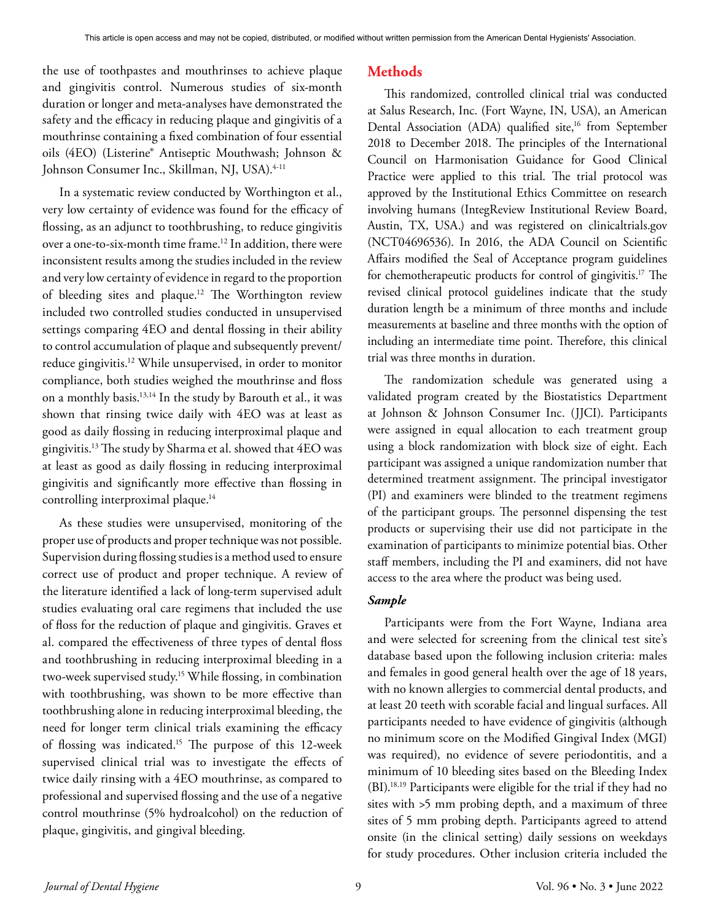the use of toothpastes and mouthrinses to achieve plaque and gingivitis control. Numerous studies of six-month duration or longer and meta-analyses have demonstrated the safety and the efficacy in reducing plaque and gingivitis of a mouthrinse containing a fixed combination of four essential oils (4EO) (Listerine® Antiseptic Mouthwash; Johnson & Johnson Consumer Inc., Skillman, NJ, USA).[4-11]

In a systematic review conducted by Worthington et al., very low certainty of evidence was found for the efficacy of flossing, as an adjunct to toothbrushing, to reduce gingivitis over a one-to-six-month time frame.[12] In addition, there were inconsistent results among the studies included in the review and very low certainty of evidence in regard to the proportion of bleeding sites and plaque.[12] The Worthington review included two controlled studies conducted in unsupervised settings comparing 4EO and dental flossing in their ability to control accumulation of plaque and subsequently prevent/reduce gingivitis.[12] While unsupervised, in order to monitor compliance, both studies weighed the mouthrinse and floss on a monthly basis.[13,14] In the study by Barouth et al., it was shown that rinsing twice daily with 4EO was at least as good as daily flossing in reducing interproximal plaque and gingivitis.[13] The study by Sharma et al. showed that 4EO was at least as good as daily flossing in reducing interproximal gingivitis and significantly more effective than flossing in controlling interproximal plaque.[14]

As these studies were unsupervised, monitoring of the proper use of products and proper technique was not possible. Supervision during flossing studies is a method used to ensure correct use of product and proper technique. A review of the literature identified a lack of long-term supervised adult studies evaluating oral care regimens that included the use of floss for the reduction of plaque and gingivitis. Graves et al. compared the effectiveness of three types of dental floss and toothbrushing in reducing interproximal bleeding in a two-week supervised study.[15] While flossing, in combination with toothbrushing, was shown to be more effective than toothbrushing alone in reducing interproximal bleeding, the need for longer term clinical trials examining the efficacy of flossing was indicated.[15] The purpose of this 12-week supervised clinical trial was to investigate the effects of twice daily rinsing with a 4EO mouthrinse, as compared to professional and supervised flossing and the use of a negative control mouthrinse (5% hydroalcohol) on the reduction of plaque, gingivitis, and gingival bleeding.

## Methods

This randomized, controlled clinical trial was conducted at Salus Research, Inc. (Fort Wayne, IN, USA), an American Dental Association (ADA) qualified site,[16] from September 2018 to December 2018. The principles of the International Council on Harmonisation Guidance for Good Clinical Practice were applied to this trial. The trial protocol was approved by the Institutional Ethics Committee on research involving humans (IntegReview Institutional Review Board, Austin, TX, USA.) and was registered on clinicaltrials.gov (NCT04696536). In 2016, the ADA Council on Scientific Affairs modified the Seal of Acceptance program guidelines for chemotherapeutic products for control of gingivitis.[17] The revised clinical protocol guidelines indicate that the study duration length be a minimum of three months and include measurements at baseline and three months with the option of including an intermediate time point. Therefore, this clinical trial was three months in duration.

The randomization schedule was generated using a validated program created by the Biostatistics Department at Johnson & Johnson Consumer Inc. (JJCI). Participants were assigned in equal allocation to each treatment group using a block randomization with block size of eight. Each participant was assigned a unique randomization number that determined treatment assignment. The principal investigator (PI) and examiners were blinded to the treatment regimens of the participant groups. The personnel dispensing the test products or supervising their use did not participate in the examination of participants to minimize potential bias. Other staff members, including the PI and examiners, did not have access to the area where the product was being used.

### *Sample*

Participants were from the Fort Wayne, Indiana area and were selected for screening from the clinical test site's database based upon the following inclusion criteria: males and females in good general health over the age of 18 years, with no known allergies to commercial dental products, and at least 20 teeth with scorable facial and lingual surfaces. All participants needed to have evidence of gingivitis (although no minimum score on the Modified Gingival Index (MGI) was required), no evidence of severe periodontitis, and a minimum of 10 bleeding sites based on the Bleeding Index (BI).[18,19] Participants were eligible for the trial if they had no sites with >5 mm probing depth, and a maximum of three sites of 5 mm probing depth. Participants agreed to attend onsite (in the clinical setting) daily sessions on weekdays for study procedures. Other inclusion criteria included the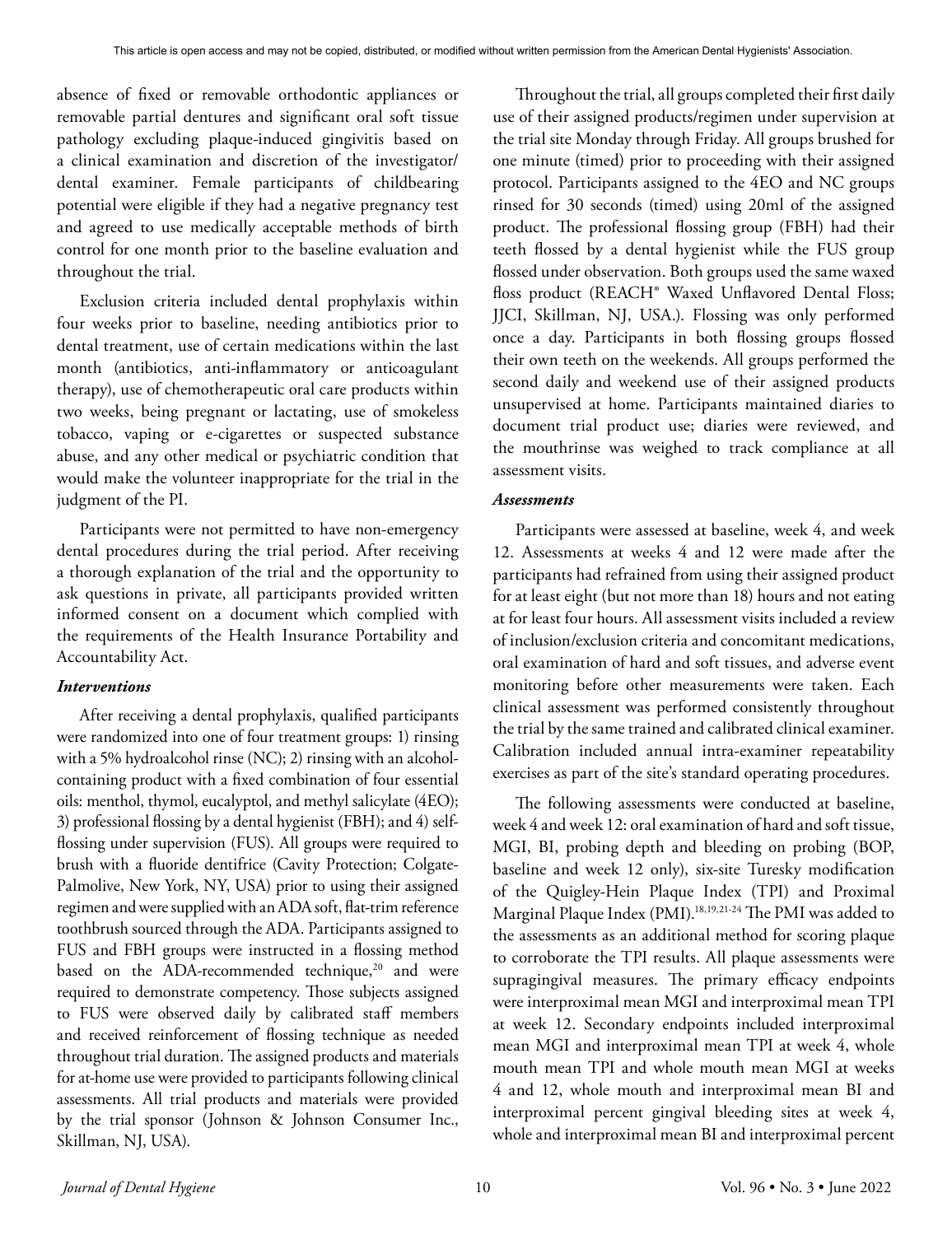absence of fixed or removable orthodontic appliances or removable partial dentures and significant oral soft tissue pathology excluding plaque-induced gingivitis based on a clinical examination and discretion of the investigator/dental examiner. Female participants of childbearing potential were eligible if they had a negative pregnancy test and agreed to use medically acceptable methods of birth control for one month prior to the baseline evaluation and throughout the trial.

Exclusion criteria included dental prophylaxis within four weeks prior to baseline, needing antibiotics prior to dental treatment, use of certain medications within the last month (antibiotics, anti-inflammatory or anticoagulant therapy), use of chemotherapeutic oral care products within two weeks, being pregnant or lactating, use of smokeless tobacco, vaping or e-cigarettes or suspected substance abuse, and any other medical or psychiatric condition that would make the volunteer inappropriate for the trial in the judgment of the PI.

Participants were not permitted to have non-emergency dental procedures during the trial period. After receiving a thorough explanation of the trial and the opportunity to ask questions in private, all participants provided written informed consent on a document which complied with the requirements of the Health Insurance Portability and Accountability Act.

### *Interventions*

After receiving a dental prophylaxis, qualified participants were randomized into one of four treatment groups: 1) rinsing with a 5% hydroalcohol rinse (NC); 2) rinsing with an alcohol-containing product with a fixed combination of four essential oils: menthol, thymol, eucalyptol, and methyl salicylate (4EO); 3) professional flossing by a dental hygienist (FBH); and 4) self-flossing under supervision (FUS). All groups were required to brush with a fluoride dentifrice (Cavity Protection; Colgate-Palmolive, New York, NY, USA) prior to using their assigned regimen and were supplied with an ADA soft, flat-trim reference toothbrush sourced through the ADA. Participants assigned to FUS and FBH groups were instructed in a flossing method based on the ADA-recommended technique,[20] and were required to demonstrate competency. Those subjects assigned to FUS were observed daily by calibrated staff members and received reinforcement of flossing technique as needed throughout trial duration. The assigned products and materials for at-home use were provided to participants following clinical assessments. All trial products and materials were provided by the trial sponsor (Johnson & Johnson Consumer Inc., Skillman, NJ, USA).

Throughout the trial, all groups completed their first daily use of their assigned products/regimen under supervision at the trial site Monday through Friday. All groups brushed for one minute (timed) prior to proceeding with their assigned protocol. Participants assigned to the 4EO and NC groups rinsed for 30 seconds (timed) using 20ml of the assigned product. The professional flossing group (FBH) had their teeth flossed by a dental hygienist while the FUS group flossed under observation. Both groups used the same waxed floss product (REACH® Waxed Unflavored Dental Floss; JJCI, Skillman, NJ, USA.). Flossing was only performed once a day. Participants in both flossing groups flossed their own teeth on the weekends. All groups performed the second daily and weekend use of their assigned products unsupervised at home. Participants maintained diaries to document trial product use; diaries were reviewed, and the mouthrinse was weighed to track compliance at all assessment visits.

### *Assessments*

Participants were assessed at baseline, week 4, and week 12. Assessments at weeks 4 and 12 were made after the participants had refrained from using their assigned product for at least eight (but not more than 18) hours and not eating at for least four hours. All assessment visits included a review of inclusion/exclusion criteria and concomitant medications, oral examination of hard and soft tissues, and adverse event monitoring before other measurements were taken. Each clinical assessment was performed consistently throughout the trial by the same trained and calibrated clinical examiner. Calibration included annual intra-examiner repeatability exercises as part of the site's standard operating procedures.

The following assessments were conducted at baseline, week 4 and week 12: oral examination of hard and soft tissue, MGI, BI, probing depth and bleeding on probing (BOP, baseline and week 12 only), six-site Turesky modification of the Quigley-Hein Plaque Index (TPI) and Proximal Marginal Plaque Index (PMI).[18,19,21-24] The PMI was added to the assessments as an additional method for scoring plaque to corroborate the TPI results. All plaque assessments were supragingival measures. The primary efficacy endpoints were interproximal mean MGI and interproximal mean TPI at week 12. Secondary endpoints included interproximal mean MGI and interproximal mean TPI at week 4, whole mouth mean TPI and whole mouth mean MGI at weeks 4 and 12, whole mouth and interproximal mean BI and interproximal percent gingival bleeding sites at week 4, whole and interproximal mean BI and interproximal percent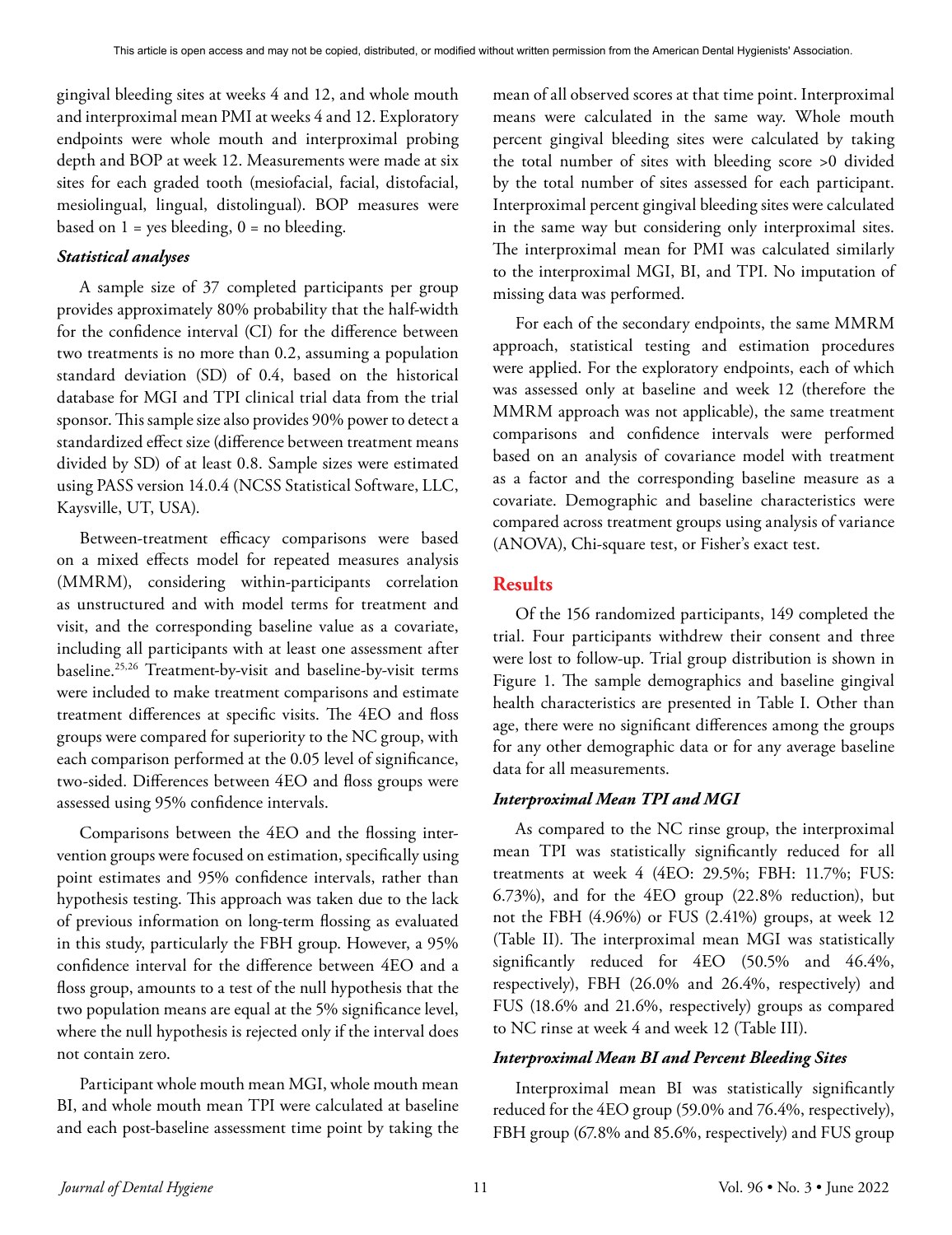gingival bleeding sites at weeks 4 and 12, and whole mouth and interproximal mean PMI at weeks 4 and 12. Exploratory endpoints were whole mouth and interproximal probing depth and BOP at week 12. Measurements were made at six sites for each graded tooth (mesiofacial, facial, distofacial, mesiolingual, lingual, distolingual). BOP measures were based on 1 = yes bleeding, 0 = no bleeding.

### *Statistical analyses*

A sample size of 37 completed participants per group provides approximately 80% probability that the half-width for the confidence interval (CI) for the difference between two treatments is no more than 0.2, assuming a population standard deviation (SD) of 0.4, based on the historical database for MGI and TPI clinical trial data from the trial sponsor. This sample size also provides 90% power to detect a standardized effect size (difference between treatment means divided by SD) of at least 0.8. Sample sizes were estimated using PASS version 14.0.4 (NCSS Statistical Software, LLC, Kaysville, UT, USA).

Between-treatment efficacy comparisons were based on a mixed effects model for repeated measures analysis (MMRM), considering within-participants correlation as unstructured and with model terms for treatment and visit, and the corresponding baseline value as a covariate, including all participants with at least one assessment after baseline.[25,26] Treatment-by-visit and baseline-by-visit terms were included to make treatment comparisons and estimate treatment differences at specific visits. The 4EO and floss groups were compared for superiority to the NC group, with each comparison performed at the 0.05 level of significance, two-sided. Differences between 4EO and floss groups were assessed using 95% confidence intervals.

Comparisons between the 4EO and the flossing intervention groups were focused on estimation, specifically using point estimates and 95% confidence intervals, rather than hypothesis testing. This approach was taken due to the lack of previous information on long-term flossing as evaluated in this study, particularly the FBH group. However, a 95% confidence interval for the difference between 4EO and a floss group, amounts to a test of the null hypothesis that the two population means are equal at the 5% significance level, where the null hypothesis is rejected only if the interval does not contain zero.

Participant whole mouth mean MGI, whole mouth mean BI, and whole mouth mean TPI were calculated at baseline and each post-baseline assessment time point by taking the mean of all observed scores at that time point. Interproximal means were calculated in the same way. Whole mouth percent gingival bleeding sites were calculated by taking the total number of sites with bleeding score >0 divided by the total number of sites assessed for each participant. Interproximal percent gingival bleeding sites were calculated in the same way but considering only interproximal sites. The interproximal mean for PMI was calculated similarly to the interproximal MGI, BI, and TPI. No imputation of missing data was performed.

For each of the secondary endpoints, the same MMRM approach, statistical testing and estimation procedures were applied. For the exploratory endpoints, each of which was assessed only at baseline and week 12 (therefore the MMRM approach was not applicable), the same treatment comparisons and confidence intervals were performed based on an analysis of covariance model with treatment as a factor and the corresponding baseline measure as a covariate. Demographic and baseline characteristics were compared across treatment groups using analysis of variance (ANOVA), Chi-square test, or Fisher's exact test.

## Results

Of the 156 randomized participants, 149 completed the trial. Four participants withdrew their consent and three were lost to follow-up. Trial group distribution is shown in Figure 1. The sample demographics and baseline gingival health characteristics are presented in Table I. Other than age, there were no significant differences among the groups for any other demographic data or for any average baseline data for all measurements.

### *Interproximal Mean TPI and MGI*

As compared to the NC rinse group, the interproximal mean TPI was statistically significantly reduced for all treatments at week 4 (4EO: 29.5%; FBH: 11.7%; FUS: 6.73%), and for the 4EO group (22.8% reduction), but not the FBH (4.96%) or FUS (2.41%) groups, at week 12 (Table II). The interproximal mean MGI was statistically significantly reduced for 4EO (50.5% and 46.4%, respectively), FBH (26.0% and 26.4%, respectively) and FUS (18.6% and 21.6%, respectively) groups as compared to NC rinse at week 4 and week 12 (Table III).

### *Interproximal Mean BI and Percent Bleeding Sites*

Interproximal mean BI was statistically significantly reduced for the 4EO group (59.0% and 76.4%, respectively), FBH group (67.8% and 85.6%, respectively) and FUS group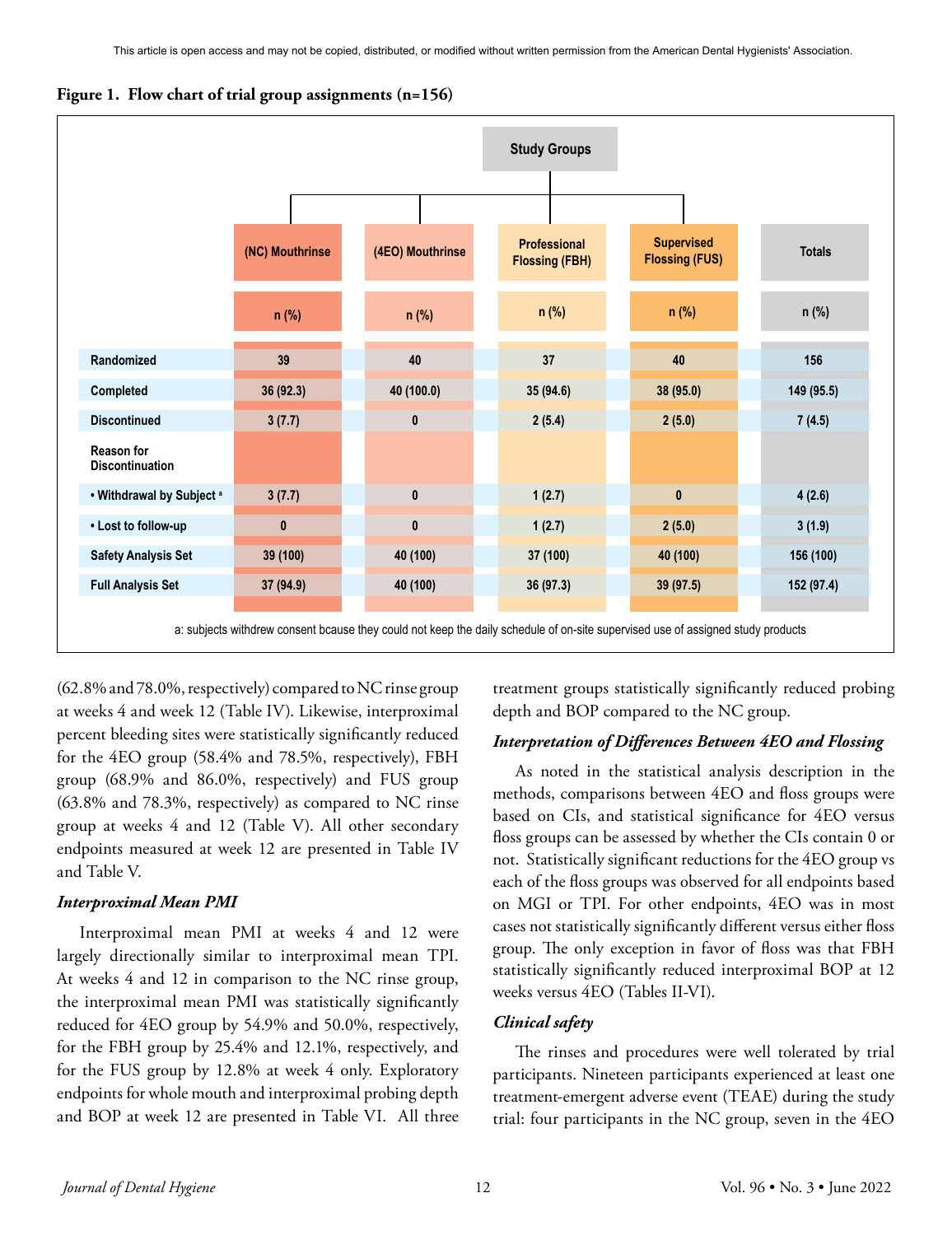This article is open access and may not be copied, distributed, or modified without written permission from the American Dental Hygienists' Association.

**Figure 1. Flow chart of trial group assignments (n=156)**

| Study Groups | (NC) Mouthrinse n (%) | (4EO) Mouthrinse n (%) | Professional Flossing (FBH) n (%) | Supervised Flossing (FUS) n (%) | Totals n (%) |
|---|---|---|---|---|---|
| Randomized | 39 | 40 | 37 | 40 | 156 |
| Completed | 36 (92.3) | 40 (100.0) | 35 (94.6) | 38 (95.0) | 149 (95.5) |
| Discontinued | 3 (7.7) | 0 | 2 (5.4) | 2 (5.0) | 7 (4.5) |
| Reason for Discontinuation | | | | | |
| • Withdrawal by Subject [a] | 3 (7.7) | 0 | 1 (2.7) | 0 | 4 (2.6) |
| • Lost to follow-up | 0 | 0 | 1 (2.7) | 2 (5.0) | 3 (1.9) |
| Safety Analysis Set | 39 (100) | 40 (100) | 37 (100) | 40 (100) | 156 (100) |
| Full Analysis Set | 37 (94.9) | 40 (100) | 36 (97.3) | 39 (97.5) | 152 (97.4) |

a: subjects withdrew consent bcause they could not keep the daily schedule of on-site supervised use of assigned study products

(62.8% and 78.0%, respectively) compared to NC rinse group at weeks 4 and week 12 (Table IV). Likewise, interproximal percent bleeding sites were statistically significantly reduced for the 4EO group (58.4% and 78.5%, respectively), FBH group (68.9% and 86.0%, respectively) and FUS group (63.8% and 78.3%, respectively) as compared to NC rinse group at weeks 4 and 12 (Table V). All other secondary endpoints measured at week 12 are presented in Table IV and Table V.

### *Interproximal Mean PMI*

Interproximal mean PMI at weeks 4 and 12 were largely directionally similar to interproximal mean TPI. At weeks 4 and 12 in comparison to the NC rinse group, the interproximal mean PMI was statistically significantly reduced for 4EO group by 54.9% and 50.0%, respectively, for the FBH group by 25.4% and 12.1%, respectively, and for the FUS group by 12.8% at week 4 only. Exploratory endpoints for whole mouth and interproximal probing depth and BOP at week 12 are presented in Table VI. All three treatment groups statistically significantly reduced probing depth and BOP compared to the NC group.

### *Interpretation of Differences Between 4EO and Flossing*

As noted in the statistical analysis description in the methods, comparisons between 4EO and floss groups were based on CIs, and statistical significance for 4EO versus floss groups can be assessed by whether the CIs contain 0 or not. Statistically significant reductions for the 4EO group vs each of the floss groups was observed for all endpoints based on MGI or TPI. For other endpoints, 4EO was in most cases not statistically significantly different versus either floss group. The only exception in favor of floss was that FBH statistically significantly reduced interproximal BOP at 12 weeks versus 4EO (Tables II-VI).

### *Clinical safety*

The rinses and procedures were well tolerated by trial participants. Nineteen participants experienced at least one treatment-emergent adverse event (TEAE) during the study trial: four participants in the NC group, seven in the 4EO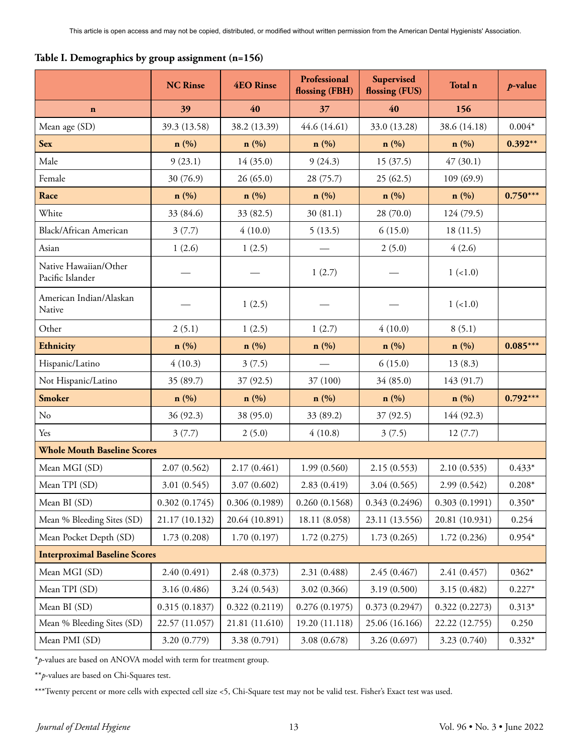**Table I. Demographics by group assignment (n=156)**

| | NC Rinse | 4EO Rinse | Professional flossing (FBH) | Supervised flossing (FUS) | Total n | *p*-value |
|---|---|---|---|---|---|---|
| **n** | **39** | **40** | **37** | **40** | **156** | |
| Mean age (SD) | 39.3 (13.58) | 38.2 (13.39) | 44.6 (14.61) | 33.0 (13.28) | 38.6 (14.18) | 0.004* |
| **Sex** | **n (%)** | **n (%)** | **n (%)** | **n (%)** | **n (%)** | **0.392**** |
| Male | 9 (23.1) | 14 (35.0) | 9 (24.3) | 15 (37.5) | 47 (30.1) | |
| Female | 30 (76.9) | 26 (65.0) | 28 (75.7) | 25 (62.5) | 109 (69.9) | |
| **Race** | **n (%)** | **n (%)** | **n (%)** | **n (%)** | **n (%)** | **0.750***** |
| White | 33 (84.6) | 33 (82.5) | 30 (81.1) | 28 (70.0) | 124 (79.5) | |
| Black/African American | 3 (7.7) | 4 (10.0) | 5 (13.5) | 6 (15.0) | 18 (11.5) | |
| Asian | 1 (2.6) | 1 (2.5) | — | 2 (5.0) | 4 (2.6) | |
| Native Hawaiian/Other Pacific Islander | — | — | 1 (2.7) | — | 1 (<1.0) | |
| American Indian/Alaskan Native | — | 1 (2.5) | — | — | 1 (<1.0) | |
| Other | 2 (5.1) | 1 (2.5) | 1 (2.7) | 4 (10.0) | 8 (5.1) | |
| **Ethnicity** | **n (%)** | **n (%)** | **n (%)** | **n (%)** | **n (%)** | **0.085***** |
| Hispanic/Latino | 4 (10.3) | 3 (7.5) | — | 6 (15.0) | 13 (8.3) | |
| Not Hispanic/Latino | 35 (89.7) | 37 (92.5) | 37 (100) | 34 (85.0) | 143 (91.7) | |
| **Smoker** | **n (%)** | **n (%)** | **n (%)** | **n (%)** | **n (%)** | **0.792***** |
| No | 36 (92.3) | 38 (95.0) | 33 (89.2) | 37 (92.5) | 144 (92.3) | |
| Yes | 3 (7.7) | 2 (5.0) | 4 (10.8) | 3 (7.5) | 12 (7.7) | |
| **Whole Mouth Baseline Scores** | | | | | | |
| Mean MGI (SD) | 2.07 (0.562) | 2.17 (0.461) | 1.99 (0.560) | 2.15 (0.553) | 2.10 (0.535) | 0.433* |
| Mean TPI (SD) | 3.01 (0.545) | 3.07 (0.602) | 2.83 (0.419) | 3.04 (0.565) | 2.99 (0.542) | 0.208* |
| Mean BI (SD) | 0.302 (0.1745) | 0.306 (0.1989) | 0.260 (0.1568) | 0.343 (0.2496) | 0.303 (0.1991) | 0.350* |
| Mean % Bleeding Sites (SD) | 21.17 (10.132) | 20.64 (10.891) | 18.11 (8.058) | 23.11 (13.556) | 20.81 (10.931) | 0.254 |
| Mean Pocket Depth (SD) | 1.73 (0.208) | 1.70 (0.197) | 1.72 (0.275) | 1.73 (0.265) | 1.72 (0.236) | 0.954* |
| **Interproximal Baseline Scores** | | | | | | |
| Mean MGI (SD) | 2.40 (0.491) | 2.48 (0.373) | 2.31 (0.488) | 2.45 (0.467) | 2.41 (0.457) | 0362* |
| Mean TPI (SD) | 3.16 (0.486) | 3.24 (0.543) | 3.02 (0.366) | 3.19 (0.500) | 3.15 (0.482) | 0.227* |
| Mean BI (SD) | 0.315 (0.1837) | 0.322 (0.2119) | 0.276 (0.1975) | 0.373 (0.2947) | 0.322 (0.2273) | 0.313* |
| Mean % Bleeding Sites (SD) | 22.57 (11.057) | 21.81 (11.610) | 19.20 (11.118) | 25.06 (16.166) | 22.22 (12.755) | 0.250 |
| Mean PMI (SD) | 3.20 (0.779) | 3.38 (0.791) | 3.08 (0.678) | 3.26 (0.697) | 3.23 (0.740) | 0.332* |

*$p$-values are based on ANOVA model with term for treatment group.

**$p$-values are based on Chi-Squares test.

***Twenty percent or more cells with expected cell size <5, Chi-Square test may not be valid test. Fisher's Exact test was used.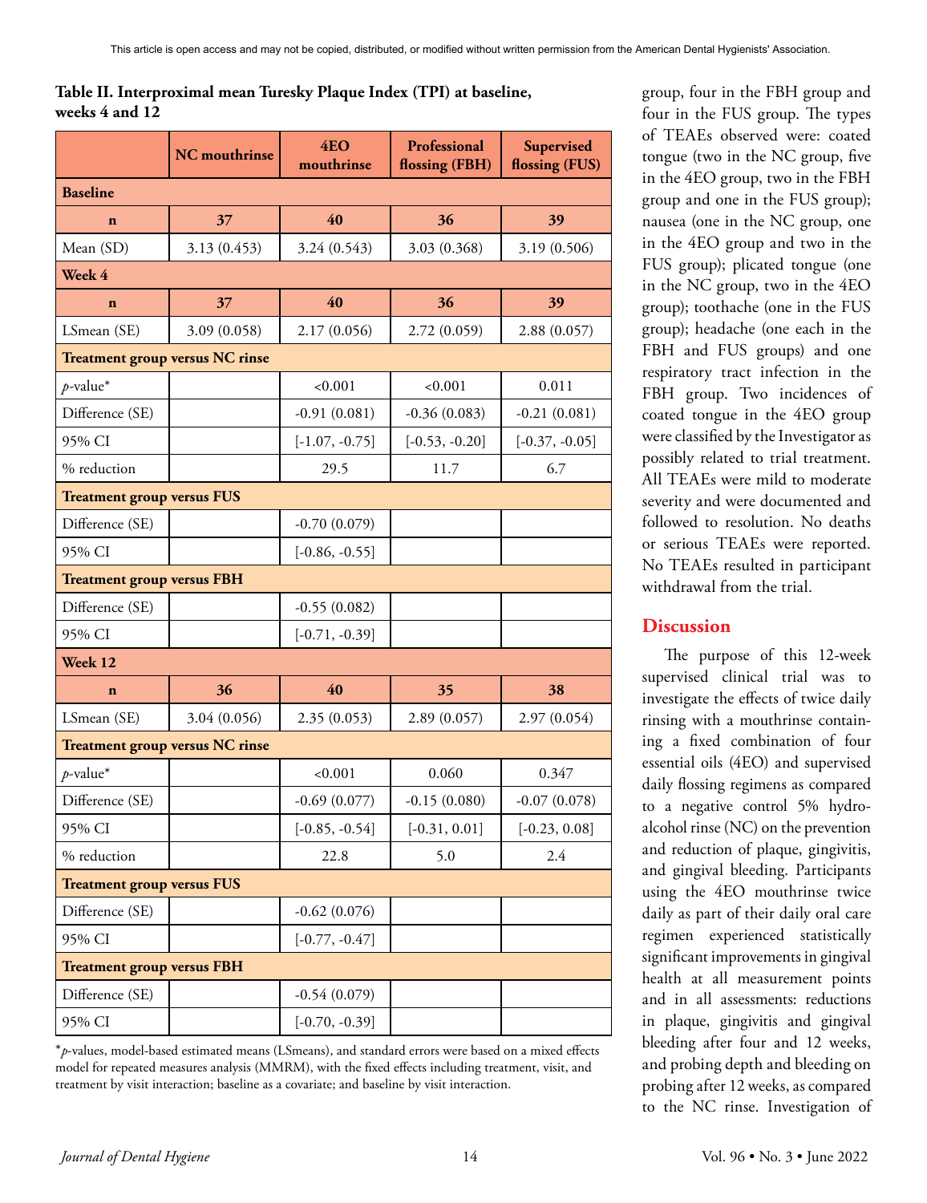**Table II. Interproximal mean Turesky Plaque Index (TPI) at baseline, weeks 4 and 12**

| | NC mouthrinse | 4EO mouthrinse | Professional flossing (FBH) | Supervised flossing (FUS) |
|---|---|---|---|---|
| **Baseline** | | | | |
| **n** | **37** | **40** | **36** | **39** |
| Mean (SD) | 3.13 (0.453) | 3.24 (0.543) | 3.03 (0.368) | 3.19 (0.506) |
| **Week 4** | | | | |
| **n** | **37** | **40** | **36** | **39** |
| LSmean (SE) | 3.09 (0.058) | 2.17 (0.056) | 2.72 (0.059) | 2.88 (0.057) |
| **Treatment group versus NC rinse** | | | | |
| *p*-value* | | <0.001 | <0.001 | 0.011 |
| Difference (SE) | | -0.91 (0.081) | -0.36 (0.083) | -0.21 (0.081) |
| 95% CI | | [-1.07, -0.75] | [-0.53, -0.20] | [-0.37, -0.05] |
| % reduction | | 29.5 | 11.7 | 6.7 |
| **Treatment group versus FUS** | | | | |
| Difference (SE) | | -0.70 (0.079) | | |
| 95% CI | | [-0.86, -0.55] | | |
| **Treatment group versus FBH** | | | | |
| Difference (SE) | | -0.55 (0.082) | | |
| 95% CI | | [-0.71, -0.39] | | |
| **Week 12** | | | | |
| **n** | **36** | **40** | **35** | **38** |
| LSmean (SE) | 3.04 (0.056) | 2.35 (0.053) | 2.89 (0.057) | 2.97 (0.054) |
| **Treatment group versus NC rinse** | | | | |
| *p*-value* | | <0.001 | 0.060 | 0.347 |
| Difference (SE) | | -0.69 (0.077) | -0.15 (0.080) | -0.07 (0.078) |
| 95% CI | | [-0.85, -0.54] | [-0.31, 0.01] | [-0.23, 0.08] |
| % reduction | | 22.8 | 5.0 | 2.4 |
| **Treatment group versus FUS** | | | | |
| Difference (SE) | | -0.62 (0.076) | | |
| 95% CI | | [-0.77, -0.47] | | |
| **Treatment group versus FBH** | | | | |
| Difference (SE) | | -0.54 (0.079) | | |
| 95% CI | | [-0.70, -0.39] | | |

*$p$-values, model-based estimated means (LSmeans), and standard errors were based on a mixed effects model for repeated measures analysis (MMRM), with the fixed effects including treatment, visit, and treatment by visit interaction; baseline as a covariate; and baseline by visit interaction.

group, four in the FBH group and four in the FUS group. The types of TEAEs observed were: coated tongue (two in the NC group, five in the 4EO group, two in the FBH group and one in the FUS group); nausea (one in the NC group, one in the 4EO group and two in the FUS group); plicated tongue (one in the NC group, two in the 4EO group); toothache (one in the FUS group); headache (one each in the FBH and FUS groups) and one respiratory tract infection in the FBH group. Two incidences of coated tongue in the 4EO group were classified by the Investigator as possibly related to trial treatment. All TEAEs were mild to moderate severity and were documented and followed to resolution. No deaths or serious TEAEs were reported. No TEAEs resulted in participant withdrawal from the trial.

## Discussion

The purpose of this 12-week supervised clinical trial was to investigate the effects of twice daily rinsing with a mouthrinse containing a fixed combination of four essential oils (4EO) and supervised daily flossing regimens as compared to a negative control 5% hydroalcohol rinse (NC) on the prevention and reduction of plaque, gingivitis, and gingival bleeding. Participants using the 4EO mouthrinse twice daily as part of their daily oral care regimen experienced statistically significant improvements in gingival health at all measurement points and in all assessments: reductions in plaque, gingivitis and gingival bleeding after four and 12 weeks, and probing depth and bleeding on probing after 12 weeks, as compared to the NC rinse. Investigation of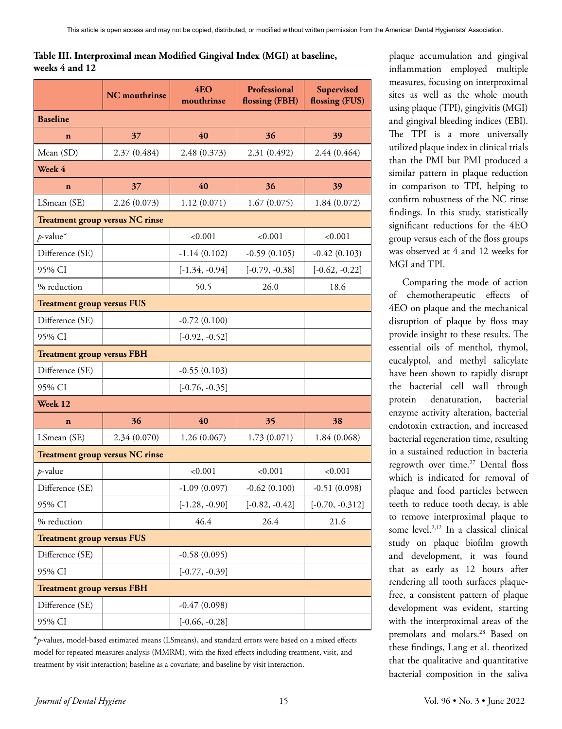**Table III. Interproximal mean Modified Gingival Index (MGI) at baseline, weeks 4 and 12**

| | NC mouthrinse | 4EO mouthrinse | Professional flossing (FBH) | Supervised flossing (FUS) |
|---|---|---|---|---|
| **Baseline** | | | | |
| **n** | **37** | **40** | **36** | **39** |
| Mean (SD) | 2.37 (0.484) | 2.48 (0.373) | 2.31 (0.492) | 2.44 (0.464) |
| **Week 4** | | | | |
| **n** | **37** | **40** | **36** | **39** |
| LSmean (SE) | 2.26 (0.073) | 1.12 (0.071) | 1.67 (0.075) | 1.84 (0.072) |
| **Treatment group versus NC rinse** | | | | |
| *p*-value* | | <0.001 | <0.001 | <0.001 |
| Difference (SE) | | -1.14 (0.102) | -0.59 (0.105) | -0.42 (0.103) |
| 95% CI | | [-1.34, -0.94] | [-0.79, -0.38] | [-0.62, -0.22] |
| % reduction | | 50.5 | 26.0 | 18.6 |
| **Treatment group versus FUS** | | | | |
| Difference (SE) | | -0.72 (0.100) | | |
| 95% CI | | [-0.92, -0.52] | | |
| **Treatment group versus FBH** | | | | |
| Difference (SE) | | -0.55 (0.103) | | |
| 95% CI | | [-0.76, -0.35] | | |
| **Week 12** | | | | |
| **n** | **36** | **40** | **35** | **38** |
| LSmean (SE) | 2.34 (0.070) | 1.26 (0.067) | 1.73 (0.071) | 1.84 (0.068) |
| **Treatment group versus NC rinse** | | | | |
| *p*-value | | <0.001 | <0.001 | <0.001 |
| Difference (SE) | | -1.09 (0.097) | -0.62 (0.100) | -0.51 (0.098) |
| 95% CI | | [-1.28, -0.90] | [-0.82, -0.42] | [-0.70, -0.312] |
| % reduction | | 46.4 | 26.4 | 21.6 |
| **Treatment group versus FUS** | | | | |
| Difference (SE) | | -0.58 (0.095) | | |
| 95% CI | | [-0.77, -0.39] | | |
| **Treatment group versus FBH** | | | | |
| Difference (SE) | | -0.47 (0.098) | | |
| 95% CI | | [-0.66, -0.28] | | |

\**p*-values, model-based estimated means (LSmeans), and standard errors were based on a mixed effects model for repeated measures analysis (MMRM), with the fixed effects including treatment, visit, and treatment by visit interaction; baseline as a covariate; and baseline by visit interaction.

plaque accumulation and gingival inflammation employed multiple measures, focusing on interproximal sites as well as the whole mouth using plaque (TPI), gingivitis (MGI) and gingival bleeding indices (EBI). The TPI is a more universally utilized plaque index in clinical trials than the PMI but PMI produced a similar pattern in plaque reduction in comparison to TPI, helping to confirm robustness of the NC rinse findings. In this study, statistically significant reductions for the 4EO group versus each of the floss groups was observed at 4 and 12 weeks for MGI and TPI.

Comparing the mode of action of chemotherapeutic effects of 4EO on plaque and the mechanical disruption of plaque by floss may provide insight to these results. The essential oils of menthol, thymol, eucalyptol, and methyl salicylate have been shown to rapidly disrupt the bacterial cell wall through protein denaturation, bacterial enzyme activity alteration, bacterial endotoxin extraction, and increased bacterial regeneration time, resulting in a sustained reduction in bacteria regrowth over time.[27] Dental floss which is indicated for removal of plaque and food particles between teeth to reduce tooth decay, is able to remove interproximal plaque to some level.[2,12] In a classical clinical study on plaque biofilm growth and development, it was found that as early as 12 hours after rendering all tooth surfaces plaque-free, a consistent pattern of plaque development was evident, starting with the interproximal areas of the premolars and molars.[28] Based on these findings, Lang et al. theorized that the qualitative and quantitative bacterial composition in the saliva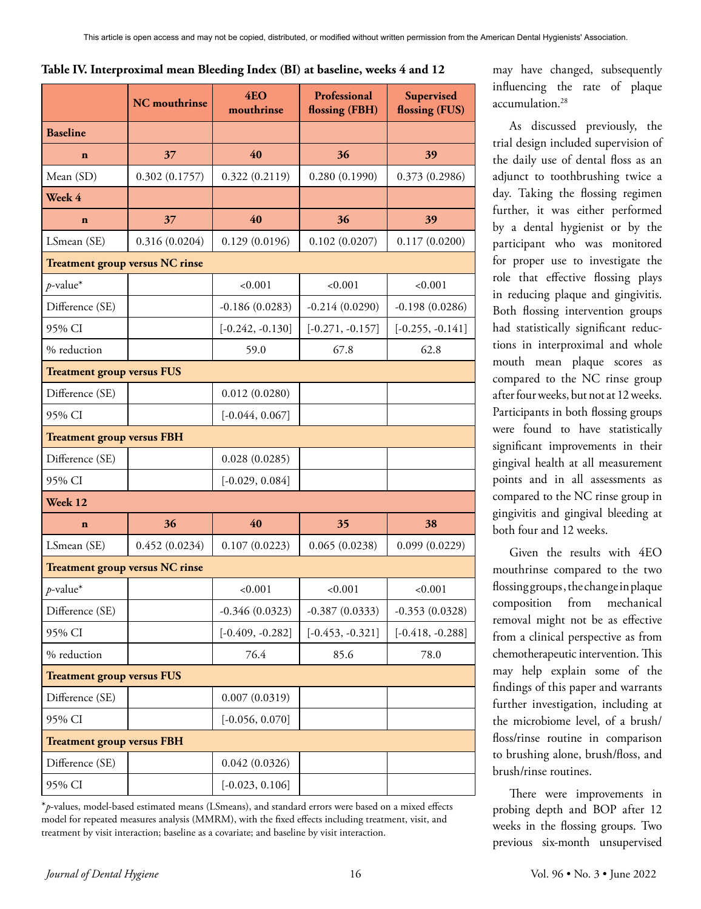**Table IV. Interproximal mean Bleeding Index (BI) at baseline, weeks 4 and 12**

| | NC mouthrinse | 4EO mouthrinse | Professional flossing (FBH) | Supervised flossing (FUS) |
|---|---|---|---|---|
| **Baseline** | | | | |
| **n** | **37** | **40** | **36** | **39** |
| Mean (SD) | 0.302 (0.1757) | 0.322 (0.2119) | 0.280 (0.1990) | 0.373 (0.2986) |
| **Week 4** | | | | |
| **n** | **37** | **40** | **36** | **39** |
| LSmean (SE) | 0.316 (0.0204) | 0.129 (0.0196) | 0.102 (0.0207) | 0.117 (0.0200) |
| **Treatment group versus NC rinse** | | | | |
| *p*-value* | | <0.001 | <0.001 | <0.001 |
| Difference (SE) | | -0.186 (0.0283) | -0.214 (0.0290) | -0.198 (0.0286) |
| 95% CI | | [-0.242, -0.130] | [-0.271, -0.157] | [-0.255, -0.141] |
| % reduction | | 59.0 | 67.8 | 62.8 |
| **Treatment group versus FUS** | | | | |
| Difference (SE) | | 0.012 (0.0280) | | |
| 95% CI | | [-0.044, 0.067] | | |
| **Treatment group versus FBH** | | | | |
| Difference (SE) | | 0.028 (0.0285) | | |
| 95% CI | | [-0.029, 0.084] | | |
| **Week 12** | | | | |
| **n** | **36** | **40** | **35** | **38** |
| LSmean (SE) | 0.452 (0.0234) | 0.107 (0.0223) | 0.065 (0.0238) | 0.099 (0.0229) |
| **Treatment group versus NC rinse** | | | | |
| *p*-value* | | <0.001 | <0.001 | <0.001 |
| Difference (SE) | | -0.346 (0.0323) | -0.387 (0.0333) | -0.353 (0.0328) |
| 95% CI | | [-0.409, -0.282] | [-0.453, -0.321] | [-0.418, -0.288] |
| % reduction | | 76.4 | 85.6 | 78.0 |
| **Treatment group versus FUS** | | | | |
| Difference (SE) | | 0.007 (0.0319) | | |
| 95% CI | | [-0.056, 0.070] | | |
| **Treatment group versus FBH** | | | | |
| Difference (SE) | | 0.042 (0.0326) | | |
| 95% CI | | [-0.023, 0.106] | | |

**p*-values, model-based estimated means (LSmeans), and standard errors were based on a mixed effects model for repeated measures analysis (MMRM), with the fixed effects including treatment, visit, and treatment by visit interaction; baseline as a covariate; and baseline by visit interaction.

may have changed, subsequently influencing the rate of plaque accumulation.[28]

As discussed previously, the trial design included supervision of the daily use of dental floss as an adjunct to toothbrushing twice a day. Taking the flossing regimen further, it was either performed by a dental hygienist or by the participant who was monitored for proper use to investigate the role that effective flossing plays in reducing plaque and gingivitis. Both flossing intervention groups had statistically significant reductions in interproximal and whole mouth mean plaque scores as compared to the NC rinse group after four weeks, but not at 12 weeks. Participants in both flossing groups were found to have statistically significant improvements in their gingival health at all measurement points and in all assessments as compared to the NC rinse group in gingivitis and gingival bleeding at both four and 12 weeks.

Given the results with 4EO mouthrinse compared to the two flossing groups, the change in plaque composition from mechanical removal might not be as effective from a clinical perspective as from chemotherapeutic intervention. This may help explain some of the findings of this paper and warrants further investigation, including at the microbiome level, of a brush/floss/rinse routine in comparison to brushing alone, brush/floss, and brush/rinse routines.

There were improvements in probing depth and BOP after 12 weeks in the flossing groups. Two previous six-month unsupervised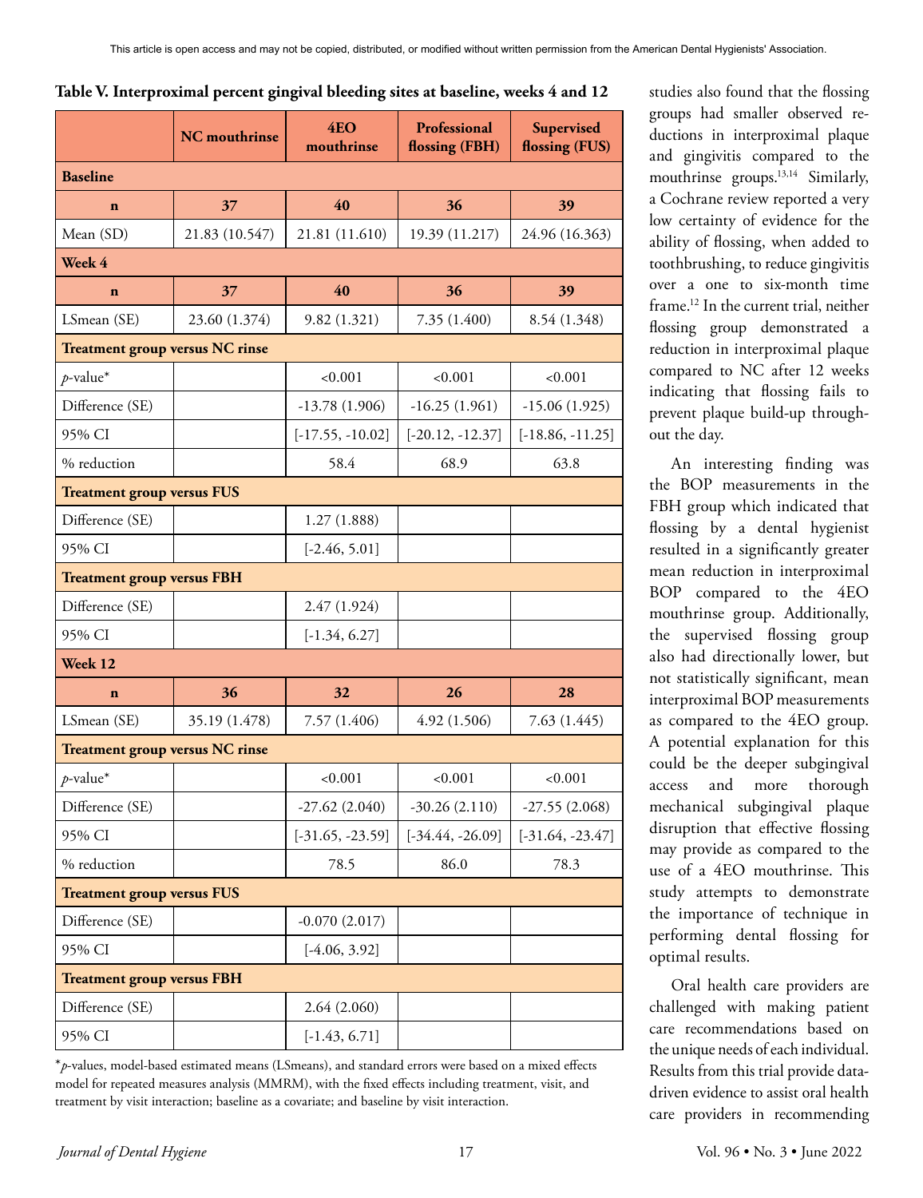**Table V. Interproximal percent gingival bleeding sites at baseline, weeks 4 and 12**

| | NC mouthrinse | 4EO mouthrinse | Professional flossing (FBH) | Supervised flossing (FUS) |
|---|---|---|---|---|
| **Baseline** | | | | |
| **n** | **37** | **40** | **36** | **39** |
| Mean (SD) | 21.83 (10.547) | 21.81 (11.610) | 19.39 (11.217) | 24.96 (16.363) |
| **Week 4** | | | | |
| **n** | **37** | **40** | **36** | **39** |
| LSmean (SE) | 23.60 (1.374) | 9.82 (1.321) | 7.35 (1.400) | 8.54 (1.348) |
| **Treatment group versus NC rinse** | | | | |
| *p*-value* | | <0.001 | <0.001 | <0.001 |
| Difference (SE) | | -13.78 (1.906) | -16.25 (1.961) | -15.06 (1.925) |
| 95% CI | | [-17.55, -10.02] | [-20.12, -12.37] | [-18.86, -11.25] |
| % reduction | | 58.4 | 68.9 | 63.8 |
| **Treatment group versus FUS** | | | | |
| Difference (SE) | | 1.27 (1.888) | | |
| 95% CI | | [-2.46, 5.01] | | |
| **Treatment group versus FBH** | | | | |
| Difference (SE) | | 2.47 (1.924) | | |
| 95% CI | | [-1.34, 6.27] | | |
| **Week 12** | | | | |
| **n** | **36** | **32** | **26** | **28** |
| LSmean (SE) | 35.19 (1.478) | 7.57 (1.406) | 4.92 (1.506) | 7.63 (1.445) |
| **Treatment group versus NC rinse** | | | | |
| *p*-value* | | <0.001 | <0.001 | <0.001 |
| Difference (SE) | | -27.62 (2.040) | -30.26 (2.110) | -27.55 (2.068) |
| 95% CI | | [-31.65, -23.59] | [-34.44, -26.09] | [-31.64, -23.47] |
| % reduction | | 78.5 | 86.0 | 78.3 |
| **Treatment group versus FUS** | | | | |
| Difference (SE) | | -0.070 (2.017) | | |
| 95% CI | | [-4.06, 3.92] | | |
| **Treatment group versus FBH** | | | | |
| Difference (SE) | | 2.64 (2.060) | | |
| 95% CI | | [-1.43, 6.71] | | |

**p*-values, model-based estimated means (LSmeans), and standard errors were based on a mixed effects model for repeated measures analysis (MMRM), with the fixed effects including treatment, visit, and treatment by visit interaction; baseline as a covariate; and baseline by visit interaction.

studies also found that the flossing groups had smaller observed reductions in interproximal plaque and gingivitis compared to the mouthrinse groups.[13,14] Similarly, a Cochrane review reported a very low certainty of evidence for the ability of flossing, when added to toothbrushing, to reduce gingivitis over a one to six-month time frame.[12] In the current trial, neither flossing group demonstrated a reduction in interproximal plaque compared to NC after 12 weeks indicating that flossing fails to prevent plaque build-up throughout the day.

An interesting finding was the BOP measurements in the FBH group which indicated that flossing by a dental hygienist resulted in a significantly greater mean reduction in interproximal BOP compared to the 4EO mouthrinse group. Additionally, the supervised flossing group also had directionally lower, but not statistically significant, mean interproximal BOP measurements as compared to the 4EO group. A potential explanation for this could be the deeper subgingival access and more thorough mechanical subgingival plaque disruption that effective flossing may provide as compared to the use of a 4EO mouthrinse. This study attempts to demonstrate the importance of technique in performing dental flossing for optimal results.

Oral health care providers are challenged with making patient care recommendations based on the unique needs of each individual. Results from this trial provide data-driven evidence to assist oral health care providers in recommending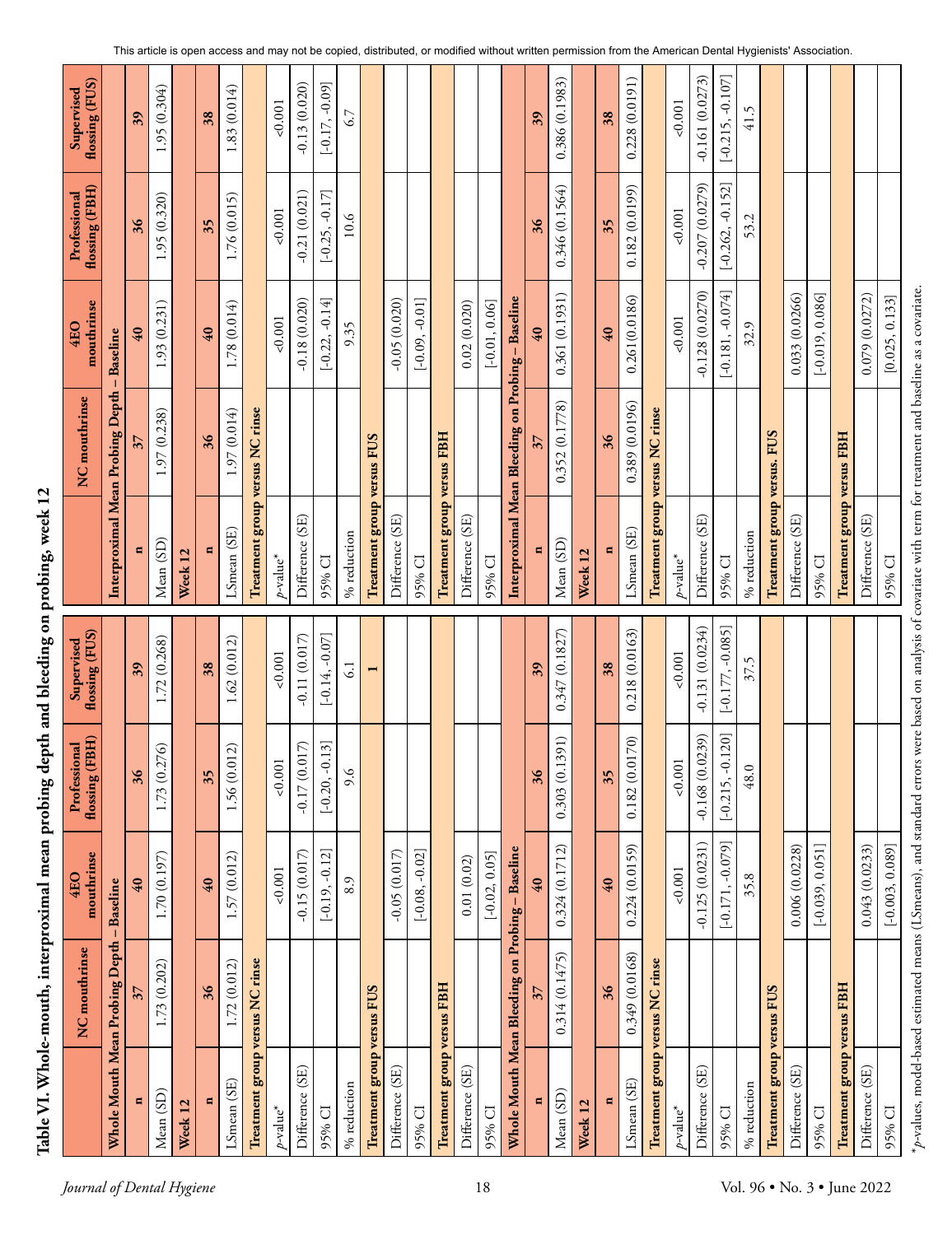**Table VI. Whole-mouth, interproximal mean probing depth and bleeding on probing, week 12**

| | NC mouthrinse | 4EO mouthrinse | Professional flossing (FBH) | Supervised flossing (FUS) |
|---|---|---|---|---|
| **Whole Mouth Mean Probing Depth – Baseline** | | | | |
| n | 37 | 40 | 36 | 39 |
| Mean (SD) | 1.73 (0.202) | 1.70 (0.197) | 1.73 (0.276) | 1.72 (0.268) |
| **Week 12** | | | | |
| n | 36 | 40 | 35 | 38 |
| LSmean (SE) | 1.72 (0.012) | 1.57 (0.012) | 1.56 (0.012) | 1.62 (0.012) |
| **Treatment group versus NC rinse** | | | | |
| *p*-value* | | <0.001 | <0.001 | <0.001 |
| Difference (SE) | | -0.15 (0.017) | -0.17 (0.017) | -0.11 (0.017) |
| 95% CI | | [-0.19, -0.12] | [-0.20, -0.13] | [-0.14, -0.07] |
| % reduction | | 8.9 | 9.6 | 6.1 |
| **Treatment group versus FUS** | | | | 1 |
| Difference (SE) | | -0.05 (0.017) | | |
| 95% CI | | [-0.08, -0.02] | | |
| **Treatment group versus FBH** | | | | |
| Difference (SE) | | 0.01 (0.02) | | |
| 95% CI | | [-0.02, 0.05] | | |
| **Whole Mouth Mean Bleeding on Probing – Baseline** | | | | |
| n | 37 | 40 | 36 | 39 |
| Mean (SD) | 0.314 (0.1475) | 0.324 (0.1712) | 0.303 (0.1391) | 0.347 (0.1827) |
| **Week 12** | | | | |
| n | 36 | 40 | 35 | 38 |
| LSmean (SE) | 0.349 (0.0168) | 0.224 (0.0159) | 0.182 (0.0170) | 0.218 (0.0163) |
| **Treatment group versus NC rinse** | | | | |
| *p*-value* | | <0.001 | <0.001 | <0.001 |
| Difference (SE) | | -0.125 (0.0231) | -0.168 (0.0239) | -0.131 (0.0234) |
| 95% CI | | [-0.171, -0.079] | [-0.215, -0.120] | [-0.177, -0.085] |
| % reduction | | 35.8 | 48.0 | 37.5 |
| **Treatment group versus FUS** | | | | |
| Difference (SE) | | 0.006 (0.0228) | | |
| 95% CI | | [-0.039, 0.051] | | |
| **Treatment group versus FBH** | | | | |
| Difference (SE) | | 0.043 (0.0233) | | |
| 95% CI | | [-0.003, 0.089] | | |

| | NC mouthrinse | 4EO mouthrinse | Professional flossing (FBH) | Supervised flossing (FUS) |
|---|---|---|---|---|
| **Interproximal Mean Probing Depth – Baseline** | | | | |
| n | 37 | 40 | 36 | 39 |
| Mean (SD) | 1.97 (0.238) | 1.93 (0.231) | 1.95 (0.320) | 1.95 (0.304) |
| **Week 12** | | | | |
| n | 36 | 40 | 35 | 38 |
| LSmean (SE) | 1.97 (0.014) | 1.78 (0.014) | 1.76 (0.015) | 1.83 (0.014) |
| **Treatment group versus NC rinse** | | | | |
| *p*-value* | | <0.001 | <0.001 | <0.001 |
| Difference (SE) | | -0.18 (0.020) | -0.21 (0.021) | -0.13 (0.020) |
| 95% CI | | [-0.22, -0.14] | [-0.25, -0.17] | [-0.17, -0.09] |
| % reduction | | 9.35 | 10.6 | 6.7 |
| **Treatment group versus FUS** | | | | |
| Difference (SE) | | -0.05 (0.020) | | |
| 95% CI | | [-0.09, -0.01] | | |
| **Treatment group versus FBH** | | | | |
| Difference (SE) | | 0.02 (0.020) | | |
| 95% CI | | [-0.01, 0.06] | | |
| **Interproximal Mean Bleeding on Probing – Baseline** | | | | |
| n | 37 | 40 | 36 | 39 |
| Mean (SD) | 0.352 (0.1778) | 0.361 (0.1931) | 0.346 (0.1564) | 0.386 (0.1983) |
| **Week 12** | | | | |
| n | 36 | 40 | 35 | 38 |
| LSmean (SE) | 0.389 (0.0196) | 0.261(0.0186) | 0.182 (0.0199) | 0.228 (0.0191) |
| **Treatment group versus NC rinse** | | | | |
| *p*-value* | | <0.001 | <0.001 | <0.001 |
| Difference (SE) | | -0.128 (0.0270) | -0.207 (0.0279) | -0.161 (0.0273) |
| 95% CI | | [-0.181, -0.074] | [-0.262, -0.152] | [-0.215, -0.107] |
| % reduction | | 32.9 | 53.2 | 41.5 |
| **Treatment group versus, FUS** | | | | |
| Difference (SE) | | 0.033 (0.0266) | | |
| 95% CI | | [-0.019, 0.086] | | |
| **Treatment group versus FBH** | | | | |
| Difference (SE) | | 0.079 (0.0272) | | |
| 95% CI | | [0.025, 0.133] | | |

**p*-values, model-based estimated means (LSmeans), and standard errors were based on analysis of covariate with term for treatment and baseline as a covariate.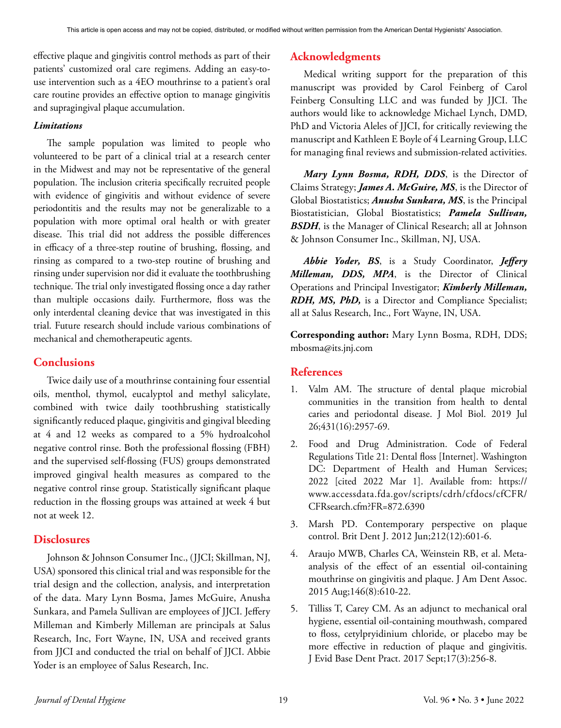effective plaque and gingivitis control methods as part of their patients' customized oral care regimens. Adding an easy-to-use intervention such as a 4EO mouthrinse to a patient's oral care routine provides an effective option to manage gingivitis and supragingival plaque accumulation.

### *Limitations*

The sample population was limited to people who volunteered to be part of a clinical trial at a research center in the Midwest and may not be representative of the general population. The inclusion criteria specifically recruited people with evidence of gingivitis and without evidence of severe periodontitis and the results may not be generalizable to a population with more optimal oral health or with greater disease. This trial did not address the possible differences in efficacy of a three-step routine of brushing, flossing, and rinsing as compared to a two-step routine of brushing and rinsing under supervision nor did it evaluate the toothbrushing technique. The trial only investigated flossing once a day rather than multiple occasions daily. Furthermore, floss was the only interdental cleaning device that was investigated in this trial. Future research should include various combinations of mechanical and chemotherapeutic agents.

## Conclusions

Twice daily use of a mouthrinse containing four essential oils, menthol, thymol, eucalyptol and methyl salicylate, combined with twice daily toothbrushing statistically significantly reduced plaque, gingivitis and gingival bleeding at 4 and 12 weeks as compared to a 5% hydroalcohol negative control rinse. Both the professional flossing (FBH) and the supervised self-flossing (FUS) groups demonstrated improved gingival health measures as compared to the negative control rinse group. Statistically significant plaque reduction in the flossing groups was attained at week 4 but not at week 12.

## Disclosures

Johnson & Johnson Consumer Inc., (JJCI; Skillman, NJ, USA) sponsored this clinical trial and was responsible for the trial design and the collection, analysis, and interpretation of the data. Mary Lynn Bosma, James McGuire, Anusha Sunkara, and Pamela Sullivan are employees of JJCI. Jeffery Milleman and Kimberly Milleman are principals at Salus Research, Inc, Fort Wayne, IN, USA and received grants from JJCI and conducted the trial on behalf of JJCI. Abbie Yoder is an employee of Salus Research, Inc.

## Acknowledgments

Medical writing support for the preparation of this manuscript was provided by Carol Feinberg of Carol Feinberg Consulting LLC and was funded by JJCI. The authors would like to acknowledge Michael Lynch, DMD, PhD and Victoria Aleles of JJCI, for critically reviewing the manuscript and Kathleen E Boyle of 4 Learning Group, LLC for managing final reviews and submission-related activities.

***Mary Lynn Bosma, RDH, DDS***, is the Director of Claims Strategy; ***James A. McGuire, MS***, is the Director of Global Biostatistics; ***Anusha Sunkara, MS***, is the Principal Biostatistician, Global Biostatistics; ***Pamela Sullivan, BSDH***, is the Manager of Clinical Research; all at Johnson & Johnson Consumer Inc., Skillman, NJ, USA.

***Abbie Yoder, BS***, is a Study Coordinator, ***Jeffery Milleman, DDS, MPA***, is the Director of Clinical Operations and Principal Investigator; ***Kimberly Milleman, RDH, MS, PhD,*** is a Director and Compliance Specialist; all at Salus Research, Inc., Fort Wayne, IN, USA.

**Corresponding author:** Mary Lynn Bosma, RDH, DDS; mbosma@its.jnj.com

## References

1. Valm AM. The structure of dental plaque microbial communities in the transition from health to dental caries and periodontal disease. J Mol Biol. 2019 Jul 26;431(16):2957-69.
2. Food and Drug Administration. Code of Federal Regulations Title 21: Dental floss [Internet]. Washington DC: Department of Health and Human Services; 2022 [cited 2022 Mar 1]. Available from: https://www.accessdata.fda.gov/scripts/cdrh/cfdocs/cfCFR/CFRsearch.cfm?FR=872.6390
3. Marsh PD. Contemporary perspective on plaque control. Brit Dent J. 2012 Jun;212(12):601-6.
4. Araujo MWB, Charles CA, Weinstein RB, et al. Meta-analysis of the effect of an essential oil-containing mouthrinse on gingivitis and plaque. J Am Dent Assoc. 2015 Aug;146(8):610-22.
5. Tilliss T, Carey CM. As an adjunct to mechanical oral hygiene, essential oil-containing mouthwash, compared to floss, cetylpryidinium chloride, or placebo may be more effective in reduction of plaque and gingivitis. J Evid Base Dent Pract. 2017 Sept;17(3):256-8.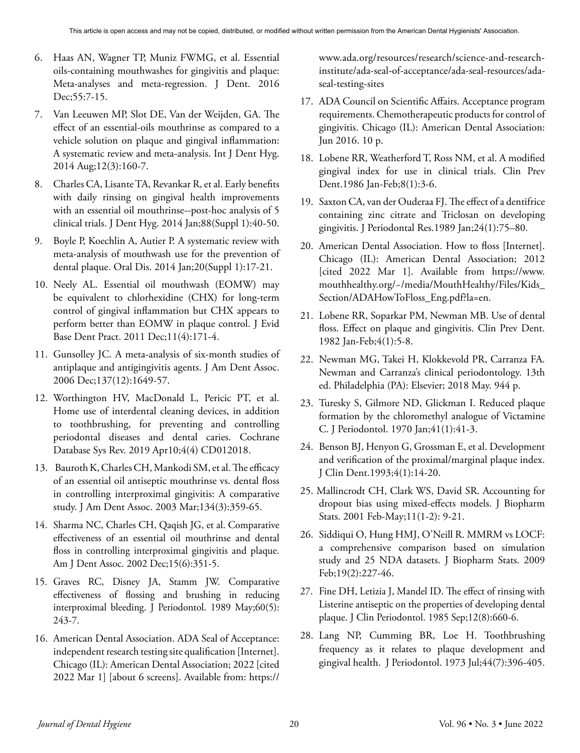6. Haas AN, Wagner TP, Muniz FWMG, et al. Essential oils-containing mouthwashes for gingivitis and plaque: Meta-analyses and meta-regression. J Dent. 2016 Dec;55:7-15.

7. Van Leeuwen MP, Slot DE, Van der Weijden, GA. The effect of an essential-oils mouthrinse as compared to a vehicle solution on plaque and gingival inflammation: A systematic review and meta-analysis. Int J Dent Hyg. 2014 Aug;12(3):160-7.

8. Charles CA, Lisante TA, Revankar R, et al. Early benefits with daily rinsing on gingival health improvements with an essential oil mouthrinse--post-hoc analysis of 5 clinical trials. J Dent Hyg. 2014 Jan;88(Suppl 1):40-50.

9. Boyle P, Koechlin A, Autier P. A systematic review with meta-analysis of mouthwash use for the prevention of dental plaque. Oral Dis. 2014 Jan;20(Suppl 1):17-21.

10. Neely AL. Essential oil mouthwash (EOMW) may be equivalent to chlorhexidine (CHX) for long-term control of gingival inflammation but CHX appears to perform better than EOMW in plaque control. J Evid Base Dent Pract. 2011 Dec;11(4):171-4.

11. Gunsolley JC. A meta-analysis of six-month studies of antiplaque and antigingivitis agents. J Am Dent Assoc. 2006 Dec;137(12):1649-57.

12. Worthington HV, MacDonald L, Pericic PT, et al. Home use of interdental cleaning devices, in addition to toothbrushing, for preventing and controlling periodontal diseases and dental caries. Cochrane Database Sys Rev. 2019 Apr10;4(4) CD012018.

13. Bauroth K, Charles CH, Mankodi SM, et al. The efficacy of an essential oil antiseptic mouthrinse vs. dental floss in controlling interproximal gingivitis: A comparative study. J Am Dent Assoc. 2003 Mar;134(3):359-65.

14. Sharma NC, Charles CH, Qaqish JG, et al. Comparative effectiveness of an essential oil mouthrinse and dental floss in controlling interproximal gingivitis and plaque. Am J Dent Assoc. 2002 Dec;15(6):351-5.

15. Graves RC, Disney JA, Stamm JW. Comparative effectiveness of flossing and brushing in reducing interproximal bleeding. J Periodontol. 1989 May;60(5): 243-7.

16. American Dental Association. ADA Seal of Acceptance: independent research testing site qualification [Internet]. Chicago (IL): American Dental Association; 2022 [cited 2022 Mar 1] [about 6 screens]. Available from: https://www.ada.org/resources/research/science-and-research-institute/ada-seal-of-acceptance/ada-seal-resources/ada-seal-testing-sites

17. ADA Council on Scientific Affairs. Acceptance program requirements. Chemotherapeutic products for control of gingivitis. Chicago (IL): American Dental Association: Jun 2016. 10 p.

18. Lobene RR, Weatherford T, Ross NM, et al. A modified gingival index for use in clinical trials. Clin Prev Dent.1986 Jan-Feb;8(1):3-6.

19. Saxton CA, van der Ouderaa FJ. The effect of a dentifrice containing zinc citrate and Triclosan on developing gingivitis. J Periodontal Res.1989 Jan;24(1):75–80.

20. American Dental Association. How to floss [Internet]. Chicago (IL): American Dental Association; 2012 [cited 2022 Mar 1]. Available from https://www.mouthhealthy.org/~/media/MouthHealthy/Files/Kids_Section/ADAHowToFloss_Eng.pdf?la=en.

21. Lobene RR, Soparkar PM, Newman MB. Use of dental floss. Effect on plaque and gingivitis. Clin Prev Dent. 1982 Jan-Feb;4(1):5-8.

22. Newman MG, Takei H, Klokkevold PR, Carranza FA. Newman and Carranza's clinical periodontology. 13th ed. Philadelphia (PA): Elsevier; 2018 May. 944 p.

23. Turesky S, Gilmore ND, Glickman I. Reduced plaque formation by the chloromethyl analogue of Victamine C. J Periodontol. 1970 Jan;41(1):41-3.

24. Benson BJ, Henyon G, Grossman E, et al. Development and verification of the proximal/marginal plaque index. J Clin Dent.1993;4(1):14-20.

25. Mallincrodt CH, Clark WS, David SR. Accounting for dropout bias using mixed-effects models. J Biopharm Stats. 2001 Feb-May;11(1-2): 9-21.

26. Siddiqui O, Hung HMJ, O'Neill R. MMRM vs LOCF: a comprehensive comparison based on simulation study and 25 NDA datasets. J Biopharm Stats. 2009 Feb;19(2):227-46.

27. Fine DH, Letizia J, Mandel ID. The effect of rinsing with Listerine antiseptic on the properties of developing dental plaque. J Clin Periodontol. 1985 Sep;12(8):660-6.

28. Lang NP, Cumming BR, Loe H. Toothbrushing frequency as it relates to plaque development and gingival health. J Periodontol. 1973 Jul;44(7):396-405.